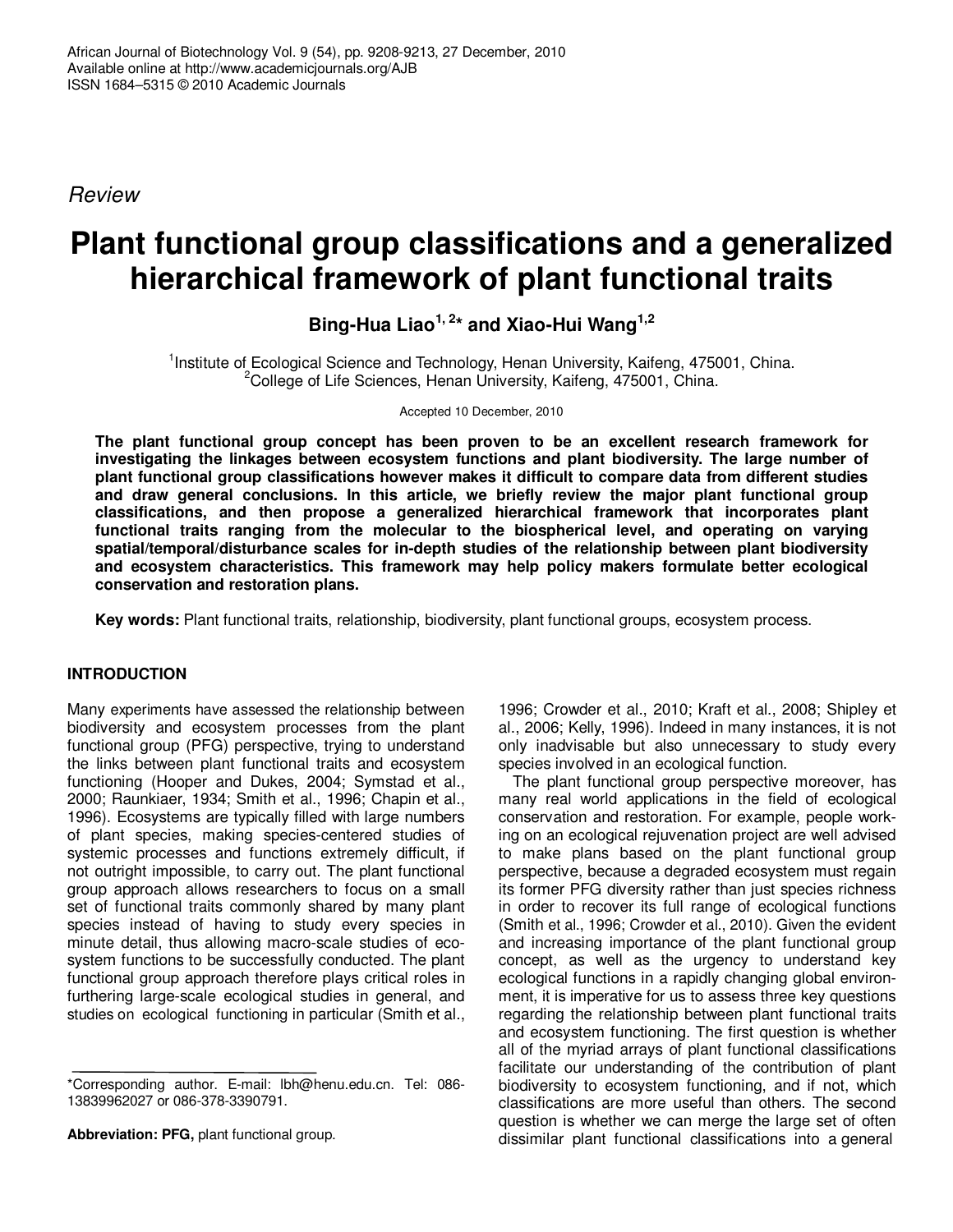*Review*

# Plant functional group classifications and a generalized hierarchical framework of plant functional traits

**Bing-Hua Liao[1,2]* and Xiao-Hui Wang[1,2]**

[1]Institute of Ecological Science and Technology, Henan University, Kaifeng, 475001, China.
[2]College of Life Sciences, Henan University, Kaifeng, 475001, China.

Accepted 10 December, 2010

**The plant functional group concept has been proven to be an excellent research framework for investigating the linkages between ecosystem functions and plant biodiversity. The large number of plant functional group classifications however makes it difficult to compare data from different studies and draw general conclusions. In this article, we briefly review the major plant functional group classifications, and then propose a generalized hierarchical framework that incorporates plant functional traits ranging from the molecular to the biospherical level, and operating on varying spatial/temporal/disturbance scales for in-depth studies of the relationship between plant biodiversity and ecosystem characteristics. This framework may help policy makers formulate better ecological conservation and restoration plans.**

**Key words:** Plant functional traits, relationship, biodiversity, plant functional groups, ecosystem process.

## INTRODUCTION

Many experiments have assessed the relationship between biodiversity and ecosystem processes from the plant functional group (PFG) perspective, trying to understand the links between plant functional traits and ecosystem functioning (Hooper and Dukes, 2004; Symstad et al., 2000; Raunkiaer, 1934; Smith et al., 1996; Chapin et al., 1996). Ecosystems are typically filled with large numbers of plant species, making species-centered studies of systemic processes and functions extremely difficult, if not outright impossible, to carry out. The plant functional group approach allows researchers to focus on a small set of functional traits commonly shared by many plant species instead of having to study every species in minute detail, thus allowing macro-scale studies of ecosystem functions to be successfully conducted. The plant functional group approach therefore plays critical roles in furthering large-scale ecological studies in general, and studies on ecological functioning in particular (Smith et al., 1996; Crowder et al., 2010; Kraft et al., 2008; Shipley et al., 2006; Kelly, 1996). Indeed in many instances, it is not only inadvisable but also unnecessary to study every species involved in an ecological function.

The plant functional group perspective moreover, has many real world applications in the field of ecological conservation and restoration. For example, people working on an ecological rejuvenation project are well advised to make plans based on the plant functional group perspective, because a degraded ecosystem must regain its former PFG diversity rather than just species richness in order to recover its full range of ecological functions (Smith et al., 1996; Crowder et al., 2010). Given the evident and increasing importance of the plant functional group concept, as well as the urgency to understand key ecological functions in a rapidly changing global environment, it is imperative for us to assess three key questions regarding the relationship between plant functional traits and ecosystem functioning. The first question is whether all of the myriad arrays of plant functional classifications facilitate our understanding of the contribution of plant biodiversity to ecosystem functioning, and if not, which classifications are more useful than others. The second question is whether we can merge the large set of often dissimilar plant functional classifications into a general

*Corresponding author. E-mail: lbh@henu.edu.cn. Tel: 086-13839962027 or 086-378-3390791.

**Abbreviation: PFG,** plant functional group.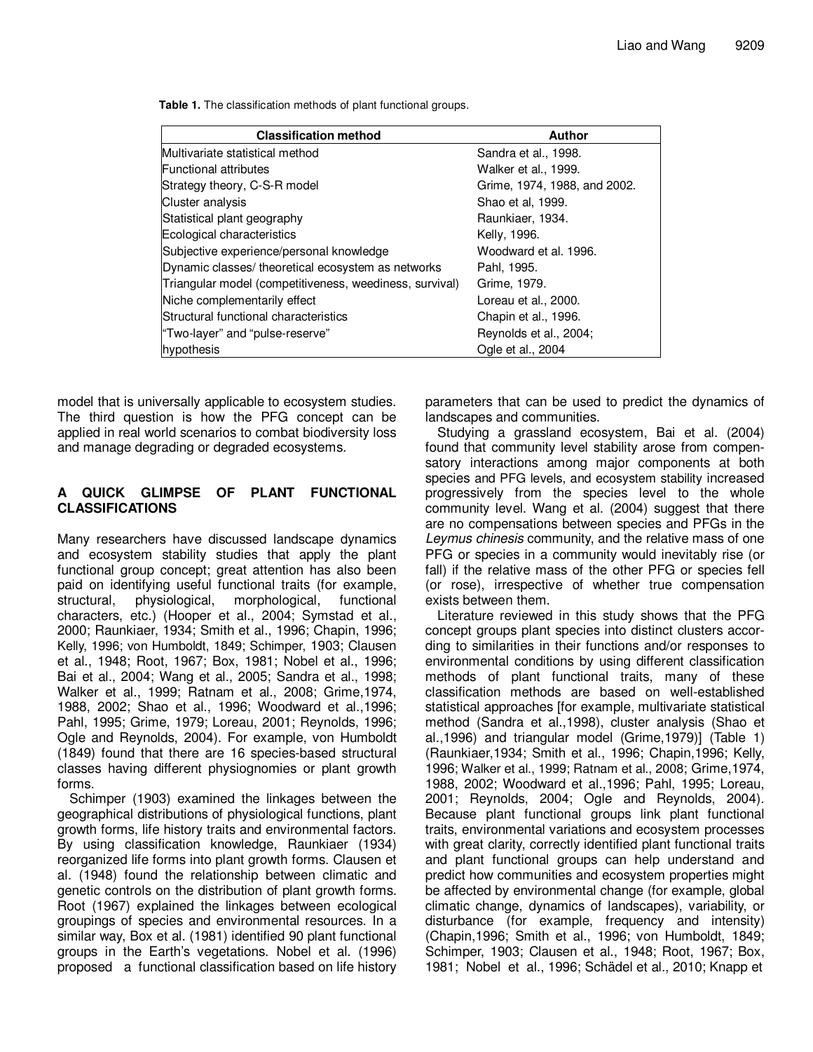**Table 1.** The classification methods of plant functional groups.

| Classification method | Author |
|---|---|
| Multivariate statistical method | Sandra et al., 1998. |
| Functional attributes | Walker et al., 1999. |
| Strategy theory, C-S-R model | Grime, 1974, 1988, and 2002. |
| Cluster analysis | Shao et al, 1999. |
| Statistical plant geography | Raunkiaer, 1934. |
| Ecological characteristics | Kelly, 1996. |
| Subjective experience/personal knowledge | Woodward et al. 1996. |
| Dynamic classes/ theoretical ecosystem as networks | Pahl, 1995. |
| Triangular model (competitiveness, weediness, survival) | Grime, 1979. |
| Niche complementarily effect | Loreau et al., 2000. |
| Structural functional characteristics | Chapin et al., 1996. |
| "Two-layer" and "pulse-reserve" hypothesis | Reynolds et al., 2004; Ogle et al., 2004 |

model that is universally applicable to ecosystem studies. The third question is how the PFG concept can be applied in real world scenarios to combat biodiversity loss and manage degrading or degraded ecosystems.

## A QUICK GLIMPSE OF PLANT FUNCTIONAL CLASSIFICATIONS

Many researchers have discussed landscape dynamics and ecosystem stability studies that apply the plant functional group concept; great attention has also been paid on identifying useful functional traits (for example, structural, physiological, morphological, functional characters, etc.) (Hooper et al., 2004; Symstad et al., 2000; Raunkiaer, 1934; Smith et al., 1996; Chapin, 1996; Kelly, 1996; von Humboldt, 1849; Schimper, 1903; Clausen et al., 1948; Root, 1967; Box, 1981; Nobel et al., 1996; Bai et al., 2004; Wang et al., 2005; Sandra et al., 1998; Walker et al., 1999; Ratnam et al., 2008; Grime,1974, 1988, 2002; Shao et al., 1996; Woodward et al.,1996; Pahl, 1995; Grime, 1979; Loreau, 2001; Reynolds, 1996; Ogle and Reynolds, 2004). For example, von Humboldt (1849) found that there are 16 species-based structural classes having different physiognomies or plant growth forms.

Schimper (1903) examined the linkages between the geographical distributions of physiological functions, plant growth forms, life history traits and environmental factors. By using classification knowledge, Raunkiaer (1934) reorganized life forms into plant growth forms. Clausen et al. (1948) found the relationship between climatic and genetic controls on the distribution of plant growth forms. Root (1967) explained the linkages between ecological groupings of species and environmental resources. In a similar way, Box et al. (1981) identified 90 plant functional groups in the Earth's vegetations. Nobel et al. (1996) proposed a functional classification based on life history parameters that can be used to predict the dynamics of landscapes and communities.

Studying a grassland ecosystem, Bai et al. (2004) found that community level stability arose from compensatory interactions among major components at both species and PFG levels, and ecosystem stability increased progressively from the species level to the whole community level. Wang et al. (2004) suggest that there are no compensations between species and PFGs in the *Leymus chinesis* community, and the relative mass of one PFG or species in a community would inevitably rise (or fall) if the relative mass of the other PFG or species fell (or rose), irrespective of whether true compensation exists between them.

Literature reviewed in this study shows that the PFG concept groups plant species into distinct clusters according to similarities in their functions and/or responses to environmental conditions by using different classification methods of plant functional traits, many of these classification methods are based on well-established statistical approaches [for example, multivariate statistical method (Sandra et al.,1998), cluster analysis (Shao et al.,1996) and triangular model (Grime,1979)] (Table 1) (Raunkiaer,1934; Smith et al., 1996; Chapin,1996; Kelly, 1996; Walker et al., 1999; Ratnam et al., 2008; Grime,1974, 1988, 2002; Woodward et al.,1996; Pahl, 1995; Loreau, 2001; Reynolds, 2004; Ogle and Reynolds, 2004). Because plant functional groups link plant functional traits, environmental variations and ecosystem processes with great clarity, correctly identified plant functional traits and plant functional groups can help understand and predict how communities and ecosystem properties might be affected by environmental change (for example, global climatic change, dynamics of landscapes), variability, or disturbance (for example, frequency and intensity) (Chapin,1996; Smith et al., 1996; von Humboldt, 1849; Schimper, 1903; Clausen et al., 1948; Root, 1967; Box, 1981; Nobel et al., 1996; Schädel et al., 2010; Knapp et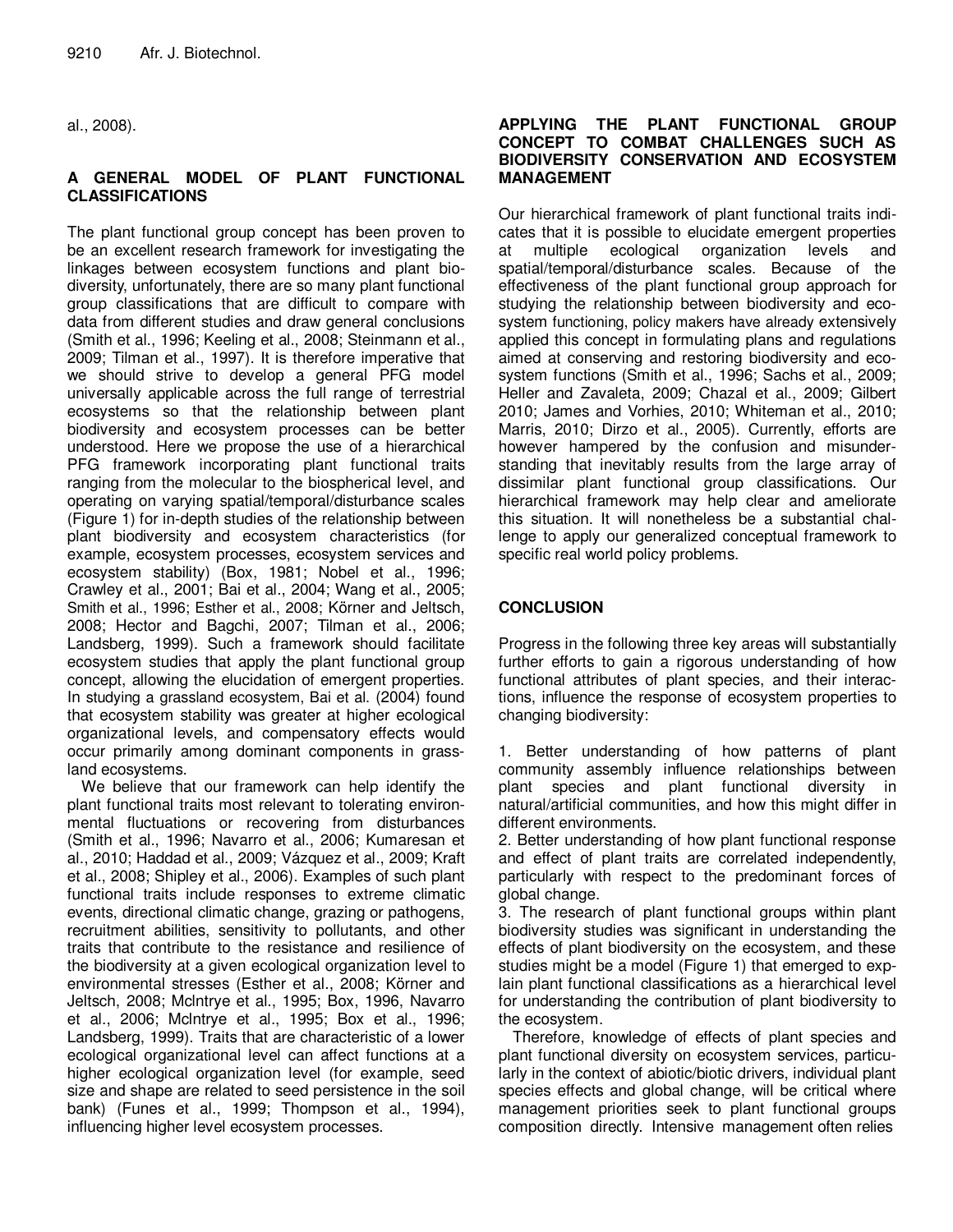al., 2008).

## A GENERAL MODEL OF PLANT FUNCTIONAL CLASSIFICATIONS

The plant functional group concept has been proven to be an excellent research framework for investigating the linkages between ecosystem functions and plant biodiversity, unfortunately, there are so many plant functional group classifications that are difficult to compare with data from different studies and draw general conclusions (Smith et al., 1996; Keeling et al., 2008; Steinmann et al., 2009; Tilman et al., 1997). It is therefore imperative that we should strive to develop a general PFG model universally applicable across the full range of terrestrial ecosystems so that the relationship between plant biodiversity and ecosystem processes can be better understood. Here we propose the use of a hierarchical PFG framework incorporating plant functional traits ranging from the molecular to the biospherical level, and operating on varying spatial/temporal/disturbance scales (Figure 1) for in-depth studies of the relationship between plant biodiversity and ecosystem characteristics (for example, ecosystem processes, ecosystem services and ecosystem stability) (Box, 1981; Nobel et al., 1996; Crawley et al., 2001; Bai et al., 2004; Wang et al., 2005; Smith et al., 1996; Esther et al., 2008; Körner and Jeltsch, 2008; Hector and Bagchi, 2007; Tilman et al., 2006; Landsberg, 1999). Such a framework should facilitate ecosystem studies that apply the plant functional group concept, allowing the elucidation of emergent properties. In studying a grassland ecosystem, Bai et al. (2004) found that ecosystem stability was greater at higher ecological organizational levels, and compensatory effects would occur primarily among dominant components in grassland ecosystems.

We believe that our framework can help identify the plant functional traits most relevant to tolerating environmental fluctuations or recovering from disturbances (Smith et al., 1996; Navarro et al., 2006; Kumaresan et al., 2010; Haddad et al., 2009; Vázquez et al., 2009; Kraft et al., 2008; Shipley et al., 2006). Examples of such plant functional traits include responses to extreme climatic events, directional climatic change, grazing or pathogens, recruitment abilities, sensitivity to pollutants, and other traits that contribute to the resistance and resilience of the biodiversity at a given ecological organization level to environmental stresses (Esther et al., 2008; Körner and Jeltsch, 2008; McIntrye et al., 1995; Box, 1996, Navarro et al., 2006; McIntrye et al., 1995; Box et al., 1996; Landsberg, 1999). Traits that are characteristic of a lower ecological organizational level can affect functions at a higher ecological organization level (for example, seed size and shape are related to seed persistence in the soil bank) (Funes et al., 1999; Thompson et al., 1994), influencing higher level ecosystem processes.

## APPLYING THE PLANT FUNCTIONAL GROUP CONCEPT TO COMBAT CHALLENGES SUCH AS BIODIVERSITY CONSERVATION AND ECOSYSTEM MANAGEMENT

Our hierarchical framework of plant functional traits indicates that it is possible to elucidate emergent properties at multiple ecological organization levels and spatial/temporal/disturbance scales. Because of the effectiveness of the plant functional group approach for studying the relationship between biodiversity and ecosystem functioning, policy makers have already extensively applied this concept in formulating plans and regulations aimed at conserving and restoring biodiversity and ecosystem functions (Smith et al., 1996; Sachs et al., 2009; Heller and Zavaleta, 2009; Chazal et al., 2009; Gilbert 2010; James and Vorhies, 2010; Whiteman et al., 2010; Marris, 2010; Dirzo et al., 2005). Currently, efforts are however hampered by the confusion and misunderstanding that inevitably results from the large array of dissimilar plant functional group classifications. Our hierarchical framework may help clear and ameliorate this situation. It will nonetheless be a substantial challenge to apply our generalized conceptual framework to specific real world policy problems.

## CONCLUSION

Progress in the following three key areas will substantially further efforts to gain a rigorous understanding of how functional attributes of plant species, and their interactions, influence the response of ecosystem properties to changing biodiversity:

1. Better understanding of how patterns of plant community assembly influence relationships between plant species and plant functional diversity in natural/artificial communities, and how this might differ in different environments.
2. Better understanding of how plant functional response and effect of plant traits are correlated independently, particularly with respect to the predominant forces of global change.
3. The research of plant functional groups within plant biodiversity studies was significant in understanding the effects of plant biodiversity on the ecosystem, and these studies might be a model (Figure 1) that emerged to explain plant functional classifications as a hierarchical level for understanding the contribution of plant biodiversity to the ecosystem.

Therefore, knowledge of effects of plant species and plant functional diversity on ecosystem services, particularly in the context of abiotic/biotic drivers, individual plant species effects and global change, will be critical where management priorities seek to plant functional groups composition directly. Intensive management often relies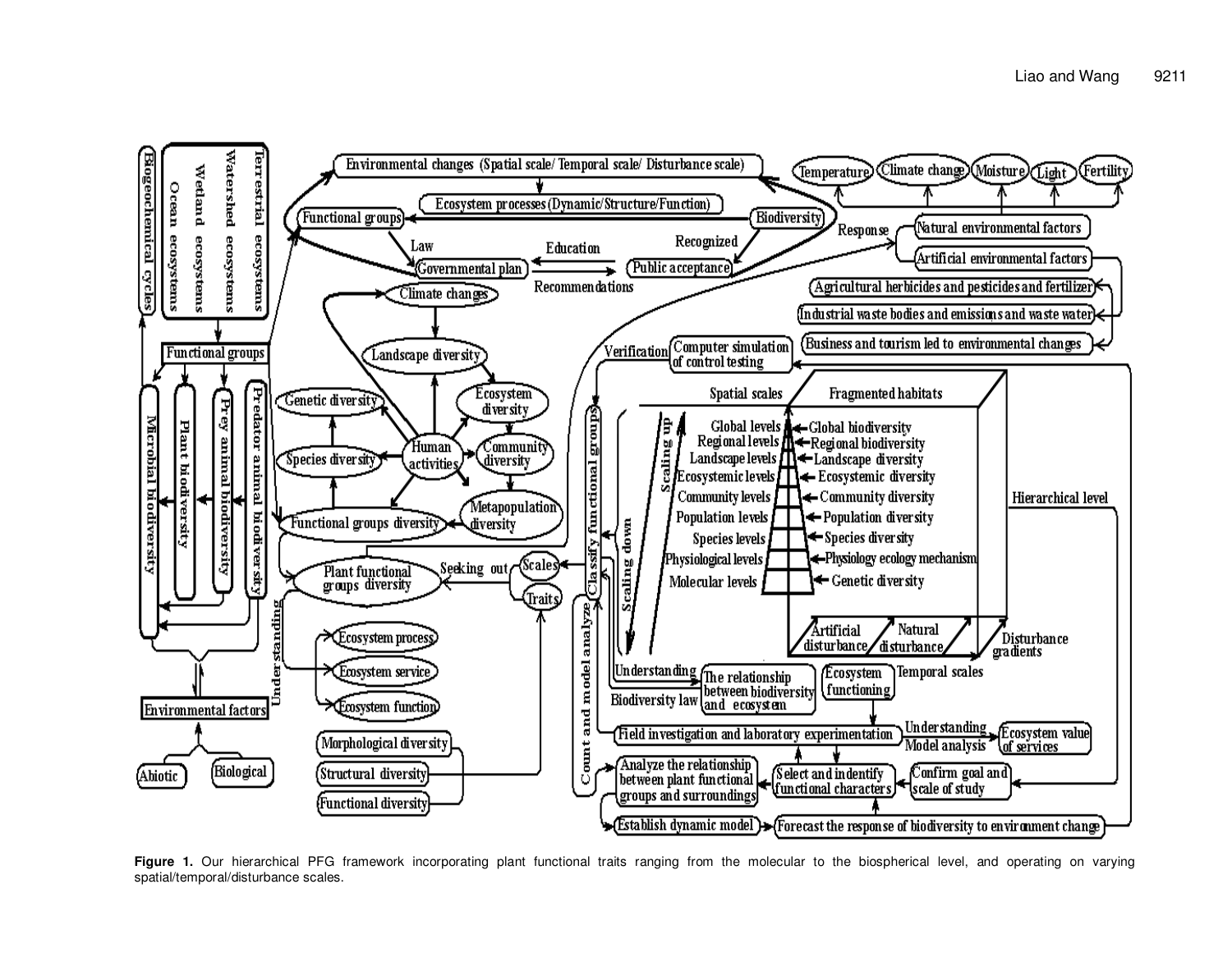**Figure 1.** Our hierarchical PFG framework incorporating plant functional traits ranging from the molecular to the biospherical level, and operating on varying spatial/temporal/disturbance scales.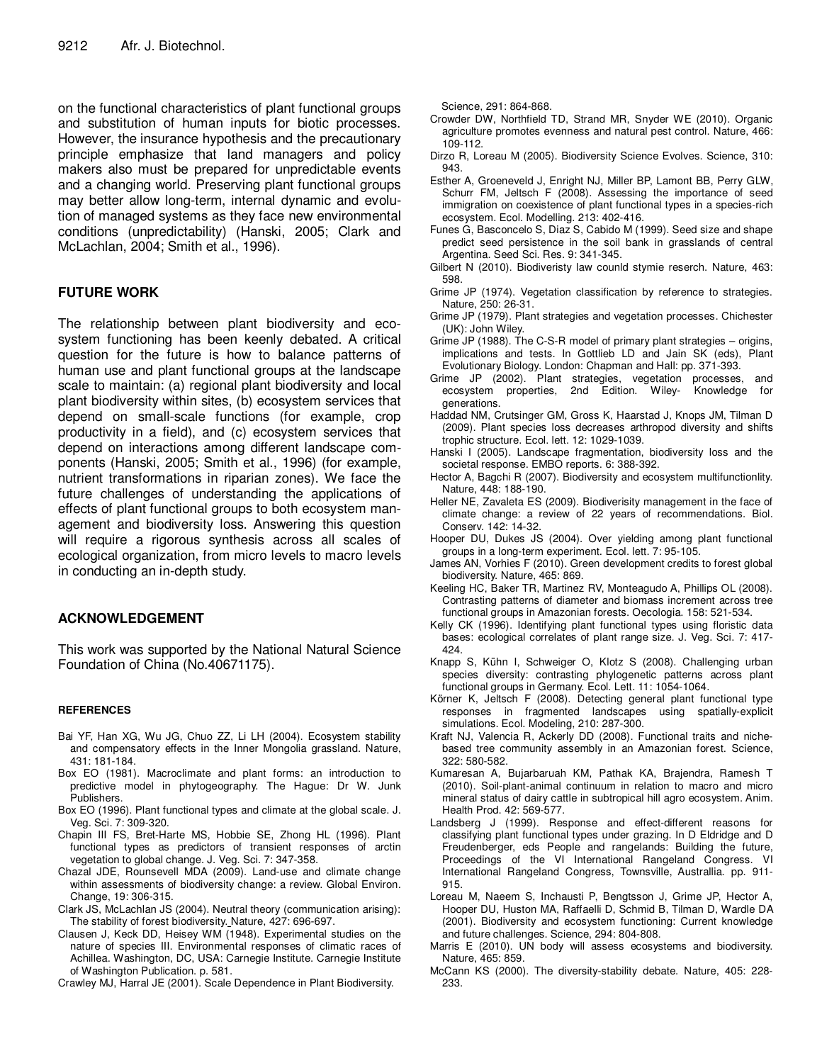on the functional characteristics of plant functional groups and substitution of human inputs for biotic processes. However, the insurance hypothesis and the precautionary principle emphasize that land managers and policy makers also must be prepared for unpredictable events and a changing world. Preserving plant functional groups may better allow long-term, internal dynamic and evolution of managed systems as they face new environmental conditions (unpredictability) (Hanski, 2005; Clark and McLachlan, 2004; Smith et al., 1996).

## FUTURE WORK

The relationship between plant biodiversity and ecosystem functioning has been keenly debated. A critical question for the future is how to balance patterns of human use and plant functional groups at the landscape scale to maintain: (a) regional plant biodiversity and local plant biodiversity within sites, (b) ecosystem services that depend on small-scale functions (for example, crop productivity in a field), and (c) ecosystem services that depend on interactions among different landscape components (Hanski, 2005; Smith et al., 1996) (for example, nutrient transformations in riparian zones). We face the future challenges of understanding the applications of effects of plant functional groups to both ecosystem management and biodiversity loss. Answering this question will require a rigorous synthesis across all scales of ecological organization, from micro levels to macro levels in conducting an in-depth study.

## ACKNOWLEDGEMENT

This work was supported by the National Natural Science Foundation of China (No.40671175).

## REFERENCES

Bai YF, Han XG, Wu JG, Chuo ZZ, Li LH (2004). Ecosystem stability and compensatory effects in the Inner Mongolia grassland. Nature, 431: 181-184.

Box EO (1981). Macroclimate and plant forms: an introduction to predictive model in phytogeography. The Hague: Dr W. Junk Publishers.

Box EO (1996). Plant functional types and climate at the global scale. J. Veg. Sci. 7: 309-320.

Chapin III FS, Bret-Harte MS, Hobbie SE, Zhong HL (1996). Plant functional types as predictors of transient responses of arctin vegetation to global change. J. Veg. Sci. 7: 347-358.

Chazal JDE, Rounsevell MDA (2009). Land-use and climate change within assessments of biodiversity change: a review. Global Environ. Change, 19: 306-315.

Clark JS, McLachlan JS (2004). Neutral theory (communication arising): The stability of forest biodiversity. Nature, 427: 696-697.

Clausen J, Keck DD, Heisey WM (1948). Experimental studies on the nature of species III. Environmental responses of climatic races of Achillea. Washington, DC, USA: Carnegie Institute. Carnegie Institute of Washington Publication. p. 581.

Crawley MJ, Harral JE (2001). Scale Dependence in Plant Biodiversity. Science, 291: 864-868.

Crowder DW, Northfield TD, Strand MR, Snyder WE (2010). Organic agriculture promotes evenness and natural pest control. Nature, 466: 109-112.

Dirzo R, Loreau M (2005). Biodiversity Science Evolves. Science, 310: 943.

Esther A, Groeneveld J, Enright NJ, Miller BP, Lamont BB, Perry GLW, Schurr FM, Jeltsch F (2008). Assessing the importance of seed immigration on coexistence of plant functional types in a species-rich ecosystem. Ecol. Modelling. 213: 402-416.

Funes G, Basconcelo S, Diaz S, Cabido M (1999). Seed size and shape predict seed persistence in the soil bank in grasslands of central Argentina. Seed Sci. Res. 9: 341-345.

Gilbert N (2010). Biodiveristy law counld stymie reserch. Nature, 463: 598.

Grime JP (1974). Vegetation classification by reference to strategies. Nature, 250: 26-31.

Grime JP (1979). Plant strategies and vegetation processes. Chichester (UK): John Wiley.

Grime JP (1988). The C-S-R model of primary plant strategies – origins, implications and tests. In Gottlieb LD and Jain SK (eds), Plant Evolutionary Biology. London: Chapman and Hall: pp. 371-393.

Grime JP (2002). Plant strategies, vegetation processes, and ecosystem properties, 2nd Edition. Wiley- Knowledge for generations.

Haddad NM, Crutsinger GM, Gross K, Haarstad J, Knops JM, Tilman D (2009). Plant species loss decreases arthropod diversity and shifts trophic structure. Ecol. lett. 12: 1029-1039.

Hanski I (2005). Landscape fragmentation, biodiversity loss and the societal response. EMBO reports. 6: 388-392.

Hector A, Bagchi R (2007). Biodiversity and ecosystem multifunctionlity. Nature, 448: 188-190.

Heller NE, Zavaleta ES (2009). Biodiveristy management in the face of climate change: a review of 22 years of recommendations. Biol. Conserv. 142: 14-32.

Hooper DU, Dukes JS (2004). Over yielding among plant functional groups in a long-term experiment. Ecol. lett. 7: 95-105.

James AN, Vorhies F (2010). Green development credits to forest global biodiversity. Nature, 465: 869.

Keeling HC, Baker TR, Martinez RV, Monteagudo A, Phillips OL (2008). Contrasting patterns of diameter and biomass increment across tree functional groups in Amazonian forests. Oecologia. 158: 521-534.

Kelly CK (1996). Identifying plant functional types using floristic data bases: ecological correlates of plant range size. J. Veg. Sci. 7: 417-424.

Knapp S, Kűhn I, Schweiger O, Klotz S (2008). Challenging urban species diversity: contrasting phylogenetic patterns across plant functional groups in Germany. Ecol. Lett. 11: 1054-1064.

Körner K, Jeltsch F (2008). Detecting general plant functional type responses in fragmented landscapes using spatially-explicit simulations. Ecol. Modeling, 210: 287-300.

Kraft NJ, Valencia R, Ackerly DD (2008). Functional traits and niche-based tree community assembly in an Amazonian forest. Science, 322: 580-582.

Kumaresan A, Bujarbaruah KM, Pathak KA, Brajendra, Ramesh T (2010). Soil-plant-animal continuum in relation to macro and micro mineral status of dairy cattle in subtropical hill agro ecosystem. Anim. Health Prod. 42: 569-577.

Landsberg J (1999). Response and effect-different reasons for classifying plant functional types under grazing. In D Eldridge and D Freudenberger, eds People and rangelands: Building the future, Proceedings of the VI International Rangeland Congress. VI International Rangeland Congress, Townsville, Australlia. pp. 911-915.

Loreau M, Naeem S, Inchausti P, Bengtsson J, Grime JP, Hector A, Hooper DU, Huston MA, Raffaelli D, Schmid B, Tilman D, Wardle DA (2001). Biodiversity and ecosystem functioning: Current knowledge and future challenges. Science, 294: 804-808.

Marris E (2010). UN body will assess ecosystems and biodiversity. Nature, 465: 859.

McCann KS (2000). The diversity-stability debate. Nature, 405: 228-233.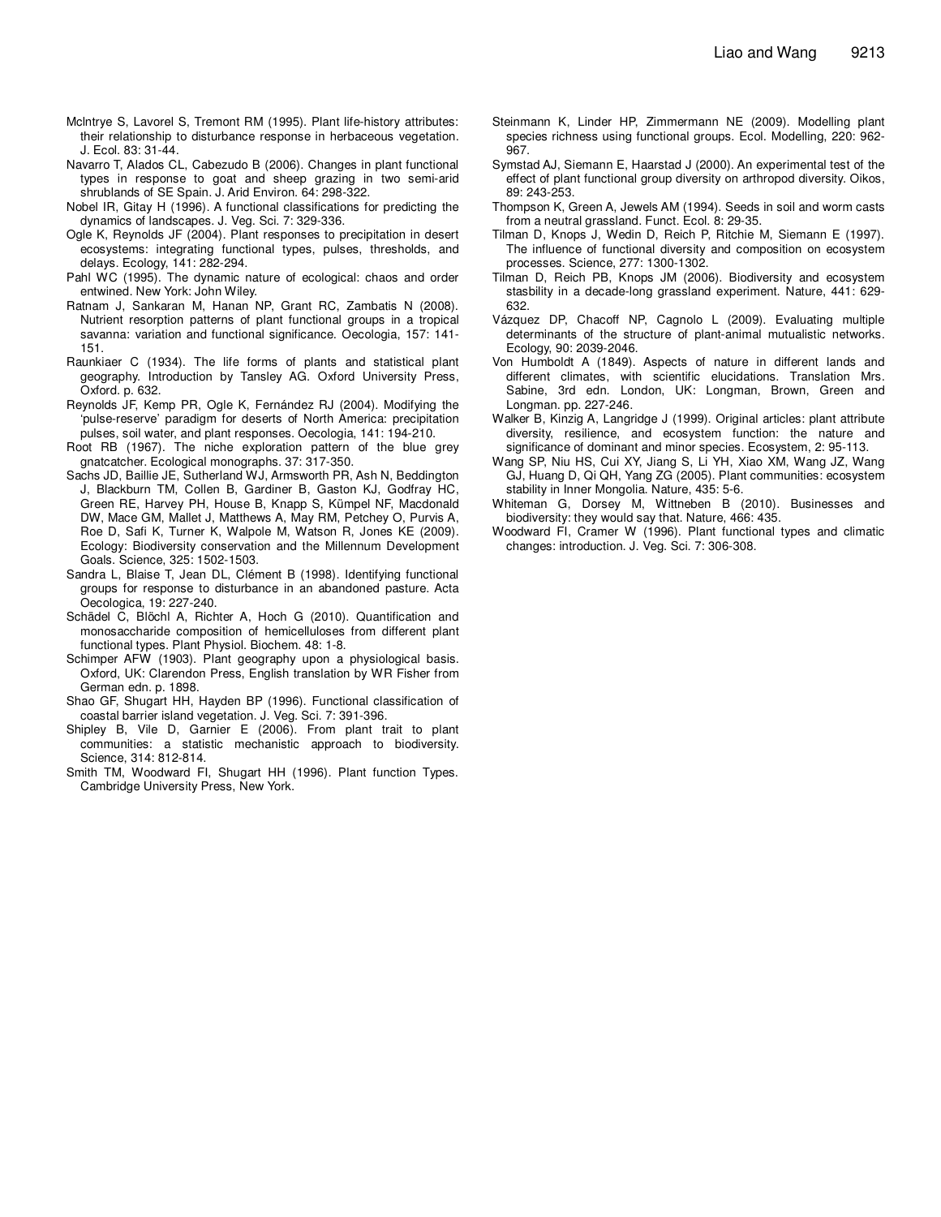McIntrye S, Lavorel S, Tremont RM (1995). Plant life-history attributes: their relationship to disturbance response in herbaceous vegetation. J. Ecol. 83: 31-44.

Navarro T, Alados CL, Cabezudo B (2006). Changes in plant functional types in response to goat and sheep grazing in two semi-arid shrublands of SE Spain. J. Arid Environ. 64: 298-322.

Nobel IR, Gitay H (1996). A functional classifications for predicting the dynamics of landscapes. J. Veg. Sci. 7: 329-336.

Ogle K, Reynolds JF (2004). Plant responses to precipitation in desert ecosystems: integrating functional types, pulses, thresholds, and delays. Ecology, 141: 282-294.

Pahl WC (1995). The dynamic nature of ecological: chaos and order entwined. New York: John Wiley.

Ratnam J, Sankaran M, Hanan NP, Grant RC, Zambatis N (2008). Nutrient resorption patterns of plant functional groups in a tropical savanna: variation and functional significance. Oecologia, 157: 141-151.

Raunkiaer C (1934). The life forms of plants and statistical plant geography. Introduction by Tansley AG. Oxford University Press, Oxford. p. 632.

Reynolds JF, Kemp PR, Ogle K, Fernández RJ (2004). Modifying the 'pulse-reserve' paradigm for deserts of North America: precipitation pulses, soil water, and plant responses. Oecologia, 141: 194-210.

Root RB (1967). The niche exploration pattern of the blue grey gnatcatcher. Ecological monographs. 37: 317-350.

Sachs JD, Baillie JE, Sutherland WJ, Armsworth PR, Ash N, Beddington J, Blackburn TM, Collen B, Gardiner B, Gaston KJ, Godfray HC, Green RE, Harvey PH, House B, Knapp S, Kümpel NF, Macdonald DW, Mace GM, Mallet J, Matthews A, May RM, Petchey O, Purvis A, Roe D, Safi K, Turner K, Walpole M, Watson R, Jones KE (2009). Ecology: Biodiversity conservation and the Millennum Development Goals. Science, 325: 1502-1503.

Sandra L, Blaise T, Jean DL, Clément B (1998). Identifying functional groups for response to disturbance in an abandoned pasture. Acta Oecologica, 19: 227-240.

Schädel C, Blöchl A, Richter A, Hoch G (2010). Quantification and monosaccharide composition of hemicelluloses from different plant functional types. Plant Physiol. Biochem. 48: 1-8.

Schimper AFW (1903). Plant geography upon a physiological basis. Oxford, UK: Clarendon Press, English translation by WR Fisher from German edn. p. 1898.

Shao GF, Shugart HH, Hayden BP (1996). Functional classification of coastal barrier island vegetation. J. Veg. Sci. 7: 391-396.

Shipley B, Vile D, Garnier E (2006). From plant trait to plant communities: a statistic mechanistic approach to biodiversity. Science, 314: 812-814.

Smith TM, Woodward FI, Shugart HH (1996). Plant function Types. Cambridge University Press, New York.

Steinmann K, Linder HP, Zimmermann NE (2009). Modelling plant species richness using functional groups. Ecol. Modelling, 220: 962-967.

Symstad AJ, Siemann E, Haarstad J (2000). An experimental test of the effect of plant functional group diversity on arthropod diversity. Oikos, 89: 243-253.

Thompson K, Green A, Jewels AM (1994). Seeds in soil and worm casts from a neutral grassland. Funct. Ecol. 8: 29-35.

Tilman D, Knops J, Wedin D, Reich P, Ritchie M, Siemann E (1997). The influence of functional diversity and composition on ecosystem processes. Science, 277: 1300-1302.

Tilman D, Reich PB, Knops JM (2006). Biodiversity and ecosystem stasbility in a decade-long grassland experiment. Nature, 441: 629-632.

Vázquez DP, Chacoff NP, Cagnolo L (2009). Evaluating multiple determinants of the structure of plant-animal mutualistic networks. Ecology, 90: 2039-2046.

Von Humboldt A (1849). Aspects of nature in different lands and different climates, with scientific elucidations. Translation Mrs. Sabine, 3rd edn. London, UK: Longman, Brown, Green and Longman. pp. 227-246.

Walker B, Kinzig A, Langridge J (1999). Original articles: plant attribute diversity, resilience, and ecosystem function: the nature and significance of dominant and minor species. Ecosystem, 2: 95-113.

Wang SP, Niu HS, Cui XY, Jiang S, Li YH, Xiao XM, Wang JZ, Wang GJ, Huang D, Qi QH, Yang ZG (2005). Plant communities: ecosystem stability in Inner Mongolia. Nature, 435: 5-6.

Whiteman G, Dorsey M, Wittneben B (2010). Businesses and biodiversity: they would say that. Nature, 466: 435.

Woodward FI, Cramer W (1996). Plant functional types and climatic changes: introduction. J. Veg. Sci. 7: 306-308.